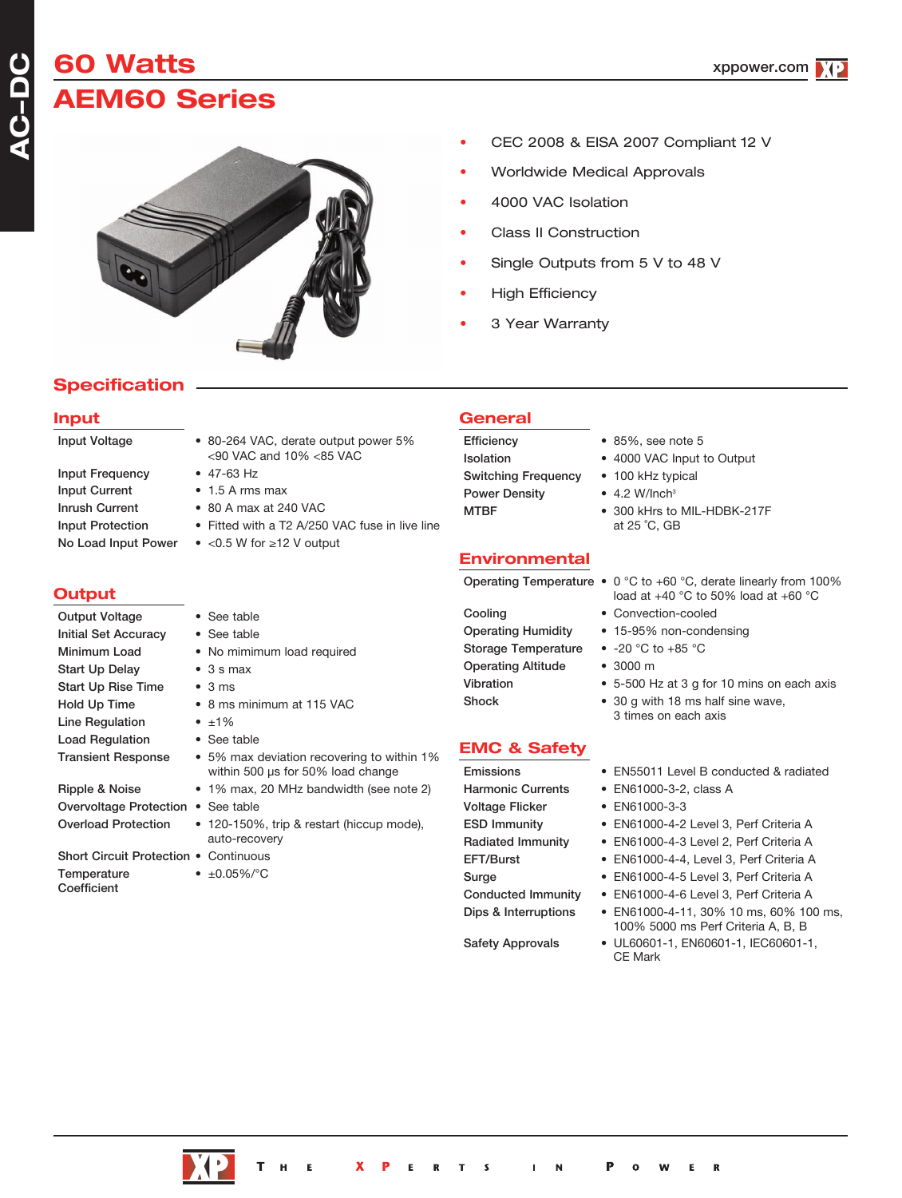# 60 Watts

# AEM60 Series

- CEC 2008 & EISA 2007 Compliant 12 V
- Worldwide Medical Approvals
- 4000 VAC Isolation
- Class II Construction
- Single Outputs from 5 V to 48 V
- High Efficiency
- 3 Year Warranty

## Specification

### Input

| | |
|---|---|
| Input Voltage | • 80-264 VAC, derate output power 5% <90 VAC and 10% <85 VAC |
| Input Frequency | • 47-63 Hz |
| Input Current | • 1.5 A rms max |
| Inrush Current | • 80 A max at 240 VAC |
| Input Protection | • Fitted with a T2 A/250 VAC fuse in live line |
| No Load Input Power | • <0.5 W for ≥12 V output |

### Output

| | |
|---|---|
| Output Voltage | • See table |
| Initial Set Accuracy | • See table |
| Minimum Load | • No mimimum load required |
| Start Up Delay | • 3 s max |
| Start Up Rise Time | • 3 ms |
| Hold Up Time | • 8 ms minimum at 115 VAC |
| Line Regulation | • ±1% |
| Load Regulation | • See table |
| Transient Response | • 5% max deviation recovering to within 1% within 500 µs for 50% load change |
| Ripple & Noise | • 1% max, 20 MHz bandwidth (see note 2) |
| Overvoltage Protection | • See table |
| Overload Protection | • 120-150%, trip & restart (hiccup mode), auto-recovery |
| Short Circuit Protection | • Continuous |
| Temperature Coefficient | • ±0.05%/°C |

### General

| | |
|---|---|
| Efficiency | • 85%, see note 5 |
| Isolation | • 4000 VAC Input to Output |
| Switching Frequency | • 100 kHz typical |
| Power Density | • 4.2 W/Inch³ |
| MTBF | • 300 kHrs to MIL-HDBK-217F at 25 °C, GB |

### Environmental

| | |
|---|---|
| Operating Temperature | • 0 °C to +60 °C, derate linearly from 100% load at +40 °C to 50% load at +60 °C |
| Cooling | • Convection-cooled |
| Operating Humidity | • 15-95% non-condensing |
| Storage Temperature | • -20 °C to +85 °C |
| Operating Altitude | • 3000 m |
| Vibration | • 5-500 Hz at 3 g for 10 mins on each axis |
| Shock | • 30 g with 18 ms half sine wave, 3 times on each axis |

### EMC & Safety

| | |
|---|---|
| Emissions | • EN55011 Level B conducted & radiated |
| Harmonic Currents | • EN61000-3-2, class A |
| Voltage Flicker | • EN61000-3-3 |
| ESD Immunity | • EN61000-4-2 Level 3, Perf Criteria A |
| Radiated Immunity | • EN61000-4-3 Level 2, Perf Criteria A |
| EFT/Burst | • EN61000-4-4, Level 3, Perf Criteria A |
| Surge | • EN61000-4-5 Level 3, Perf Criteria A |
| Conducted Immunity | • EN61000-4-6 Level 3, Perf Criteria A |
| Dips & Interruptions | • EN61000-4-11, 30% 10 ms, 60% 100 ms, 100% 5000 ms Perf Criteria A, B, B |
| Safety Approvals | • UL60601-1, EN60601-1, IEC60601-1, CE Mark |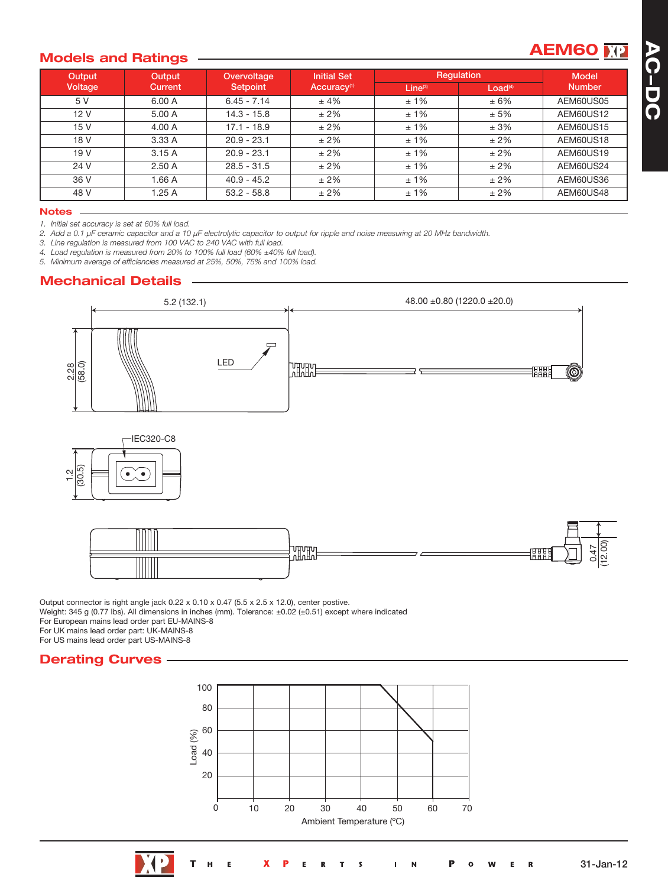## Models and Ratings

AEM60

| Output Voltage | Output Current | Overvoltage Setpoint | Initial Set Accuracy[1] | Regulation | | Model Number |
|---|---|---|---|---|---|---|
| | | | | Line[3] | Load[4] | |
| 5 V | 6.00 A | 6.45 - 7.14 | ± 4% | ± 1% | ± 6% | AEM60US05 |
| 12 V | 5.00 A | 14.3 - 15.8 | ± 2% | ± 1% | ± 5% | AEM60US12 |
| 15 V | 4.00 A | 17.1 - 18.9 | ± 2% | ± 1% | ± 3% | AEM60US15 |
| 18 V | 3.33 A | 20.9 - 23.1 | ± 2% | ± 1% | ± 2% | AEM60US18 |
| 19 V | 3.15 A | 20.9 - 23.1 | ± 2% | ± 1% | ± 2% | AEM60US19 |
| 24 V | 2.50 A | 28.5 - 31.5 | ± 2% | ± 1% | ± 2% | AEM60US24 |
| 36 V | 1.66 A | 40.9 - 45.2 | ± 2% | ± 1% | ± 2% | AEM60US36 |
| 48 V | 1.25 A | 53.2 - 58.8 | ± 2% | ± 1% | ± 2% | AEM60US48 |

### Notes

1. *Initial set accuracy is set at 60% full load.*
2. *Add a 0.1 μF ceramic capacitor and a 10 μF electrolytic capacitor to output for ripple and noise measuring at 20 MHz bandwidth.*
3. *Line regulation is measured from 100 VAC to 240 VAC with full load.*
4. *Load regulation is measured from 20% to 100% full load (60% ±40% full load).*
5. *Minimum average of efficiencies measured at 25%, 50%, 75% and 100% load.*

## Mechanical Details

5.2 (132.1)
48.00 ±0.80 (1220.0 ±20.0)
LED
2.28 (58.0)
IEC320-C8
1.2 (30.5)
0.47 (12.00)

Output connector is right angle jack 0.22 x 0.10 x 0.47 (5.5 x 2.5 x 12.0), center postive.
Weight: 345 g (0.77 lbs). All dimensions in inches (mm). Tolerance: ±0.02 (±0.51) except where indicated
For European mains lead order part EU-MAINS-8
For UK mains lead order part: UK-MAINS-8
For US mains lead order part US-MAINS-8

## Derating Curves

Load (%)
100
80
60
40
20
0
10 20 30 40 50 60 70
Ambient Temperature (ºC)